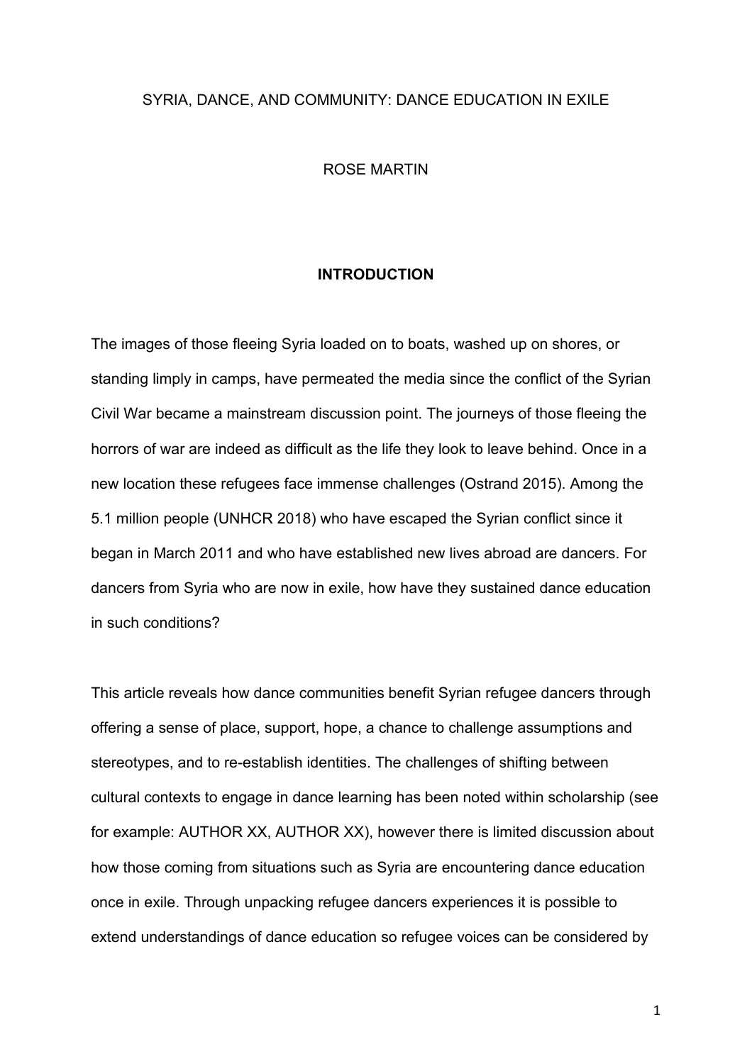# SYRIA, DANCE, AND COMMUNITY: DANCE EDUCATION IN EXILE

ROSE MARTIN

## INTRODUCTION

The images of those fleeing Syria loaded on to boats, washed up on shores, or standing limply in camps, have permeated the media since the conflict of the Syrian Civil War became a mainstream discussion point. The journeys of those fleeing the horrors of war are indeed as difficult as the life they look to leave behind. Once in a new location these refugees face immense challenges (Ostrand 2015). Among the 5.1 million people (UNHCR 2018) who have escaped the Syrian conflict since it began in March 2011 and who have established new lives abroad are dancers. For dancers from Syria who are now in exile, how have they sustained dance education in such conditions?

This article reveals how dance communities benefit Syrian refugee dancers through offering a sense of place, support, hope, a chance to challenge assumptions and stereotypes, and to re-establish identities. The challenges of shifting between cultural contexts to engage in dance learning has been noted within scholarship (see for example: AUTHOR XX, AUTHOR XX), however there is limited discussion about how those coming from situations such as Syria are encountering dance education once in exile. Through unpacking refugee dancers experiences it is possible to extend understandings of dance education so refugee voices can be considered by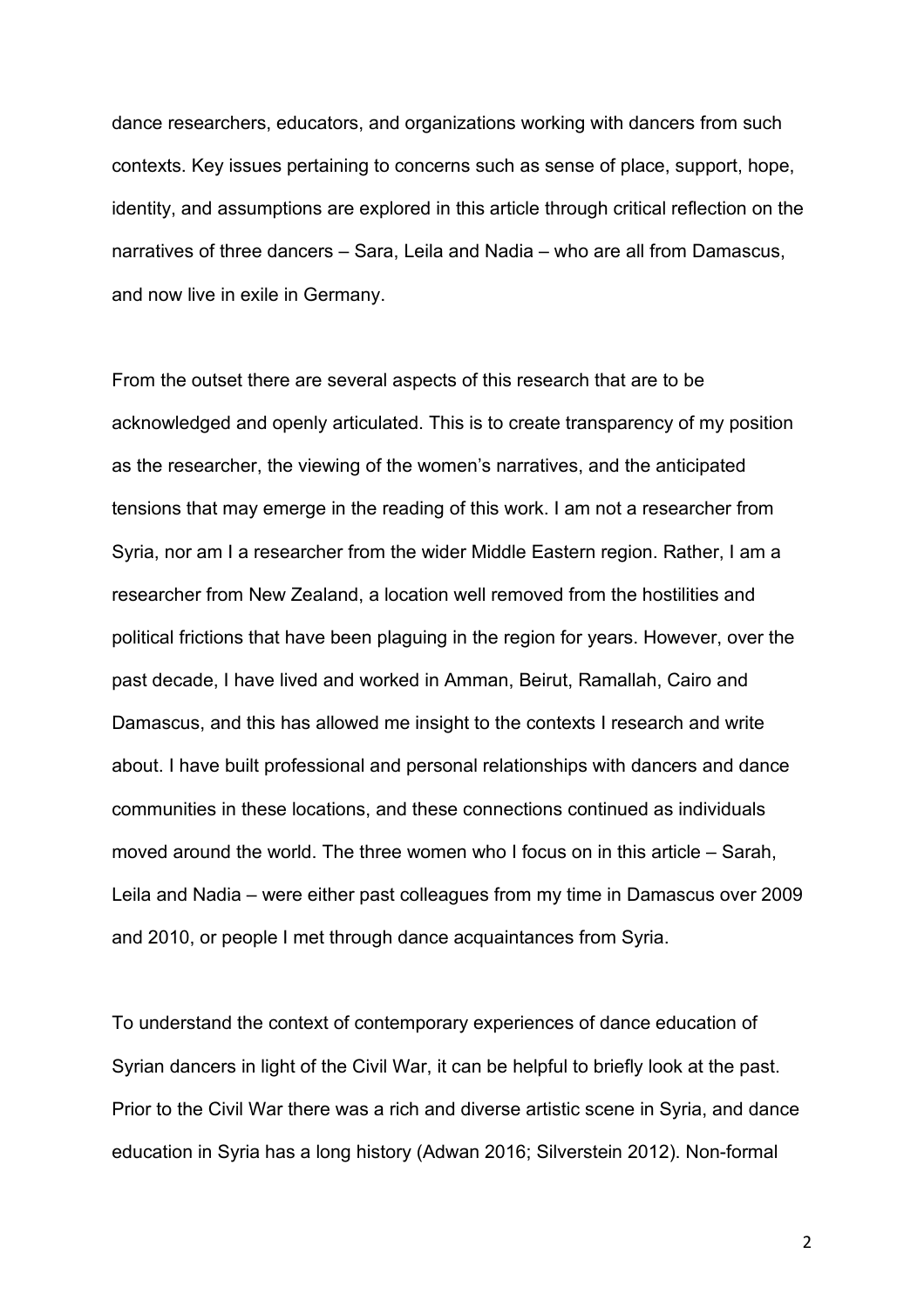dance researchers, educators, and organizations working with dancers from such contexts. Key issues pertaining to concerns such as sense of place, support, hope, identity, and assumptions are explored in this article through critical reflection on the narratives of three dancers – Sara, Leila and Nadia – who are all from Damascus, and now live in exile in Germany.

From the outset there are several aspects of this research that are to be acknowledged and openly articulated. This is to create transparency of my position as the researcher, the viewing of the women's narratives, and the anticipated tensions that may emerge in the reading of this work. I am not a researcher from Syria, nor am I a researcher from the wider Middle Eastern region. Rather, I am a researcher from New Zealand, a location well removed from the hostilities and political frictions that have been plaguing in the region for years. However, over the past decade, I have lived and worked in Amman, Beirut, Ramallah, Cairo and Damascus, and this has allowed me insight to the contexts I research and write about. I have built professional and personal relationships with dancers and dance communities in these locations, and these connections continued as individuals moved around the world. The three women who I focus on in this article – Sarah, Leila and Nadia – were either past colleagues from my time in Damascus over 2009 and 2010, or people I met through dance acquaintances from Syria.

To understand the context of contemporary experiences of dance education of Syrian dancers in light of the Civil War, it can be helpful to briefly look at the past. Prior to the Civil War there was a rich and diverse artistic scene in Syria, and dance education in Syria has a long history (Adwan 2016; Silverstein 2012). Non-formal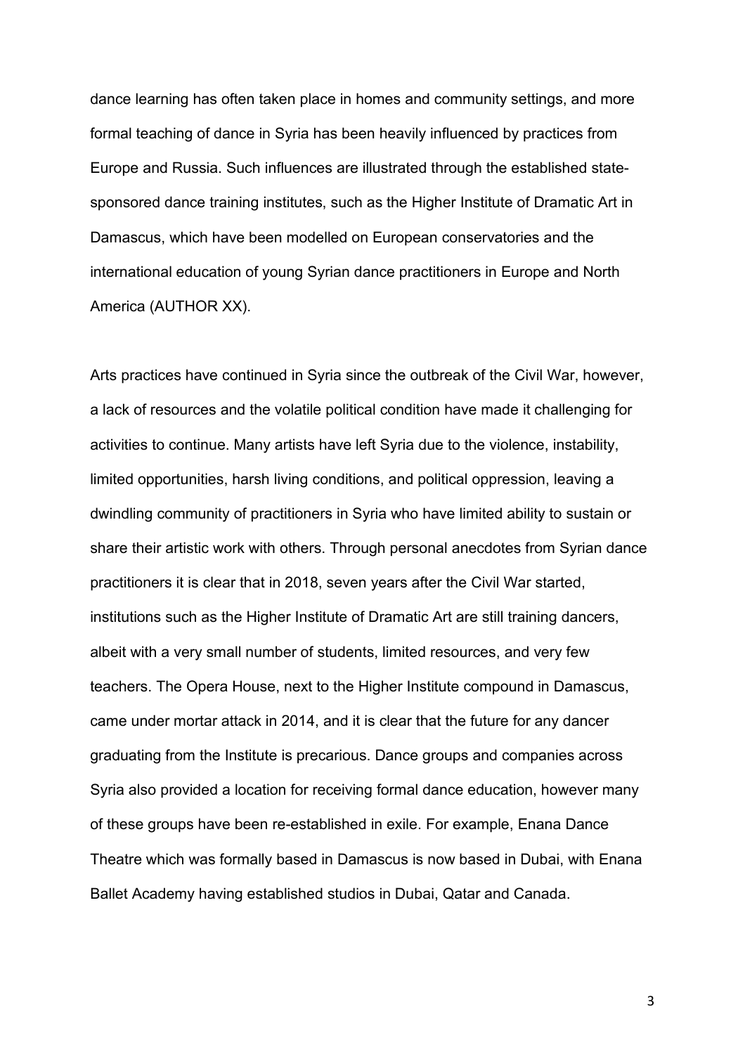dance learning has often taken place in homes and community settings, and more formal teaching of dance in Syria has been heavily influenced by practices from Europe and Russia. Such influences are illustrated through the established state-sponsored dance training institutes, such as the Higher Institute of Dramatic Art in Damascus, which have been modelled on European conservatories and the international education of young Syrian dance practitioners in Europe and North America (AUTHOR XX).

Arts practices have continued in Syria since the outbreak of the Civil War, however, a lack of resources and the volatile political condition have made it challenging for activities to continue. Many artists have left Syria due to the violence, instability, limited opportunities, harsh living conditions, and political oppression, leaving a dwindling community of practitioners in Syria who have limited ability to sustain or share their artistic work with others. Through personal anecdotes from Syrian dance practitioners it is clear that in 2018, seven years after the Civil War started, institutions such as the Higher Institute of Dramatic Art are still training dancers, albeit with a very small number of students, limited resources, and very few teachers. The Opera House, next to the Higher Institute compound in Damascus, came under mortar attack in 2014, and it is clear that the future for any dancer graduating from the Institute is precarious. Dance groups and companies across Syria also provided a location for receiving formal dance education, however many of these groups have been re-established in exile. For example, Enana Dance Theatre which was formally based in Damascus is now based in Dubai, with Enana Ballet Academy having established studios in Dubai, Qatar and Canada.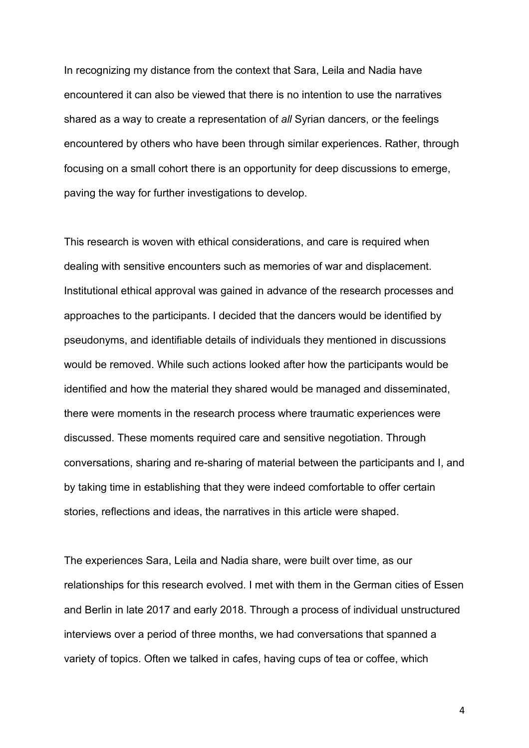In recognizing my distance from the context that Sara, Leila and Nadia have encountered it can also be viewed that there is no intention to use the narratives shared as a way to create a representation of *all* Syrian dancers, or the feelings encountered by others who have been through similar experiences. Rather, through focusing on a small cohort there is an opportunity for deep discussions to emerge, paving the way for further investigations to develop.

This research is woven with ethical considerations, and care is required when dealing with sensitive encounters such as memories of war and displacement. Institutional ethical approval was gained in advance of the research processes and approaches to the participants. I decided that the dancers would be identified by pseudonyms, and identifiable details of individuals they mentioned in discussions would be removed. While such actions looked after how the participants would be identified and how the material they shared would be managed and disseminated, there were moments in the research process where traumatic experiences were discussed. These moments required care and sensitive negotiation. Through conversations, sharing and re-sharing of material between the participants and I, and by taking time in establishing that they were indeed comfortable to offer certain stories, reflections and ideas, the narratives in this article were shaped.

The experiences Sara, Leila and Nadia share, were built over time, as our relationships for this research evolved. I met with them in the German cities of Essen and Berlin in late 2017 and early 2018. Through a process of individual unstructured interviews over a period of three months, we had conversations that spanned a variety of topics. Often we talked in cafes, having cups of tea or coffee, which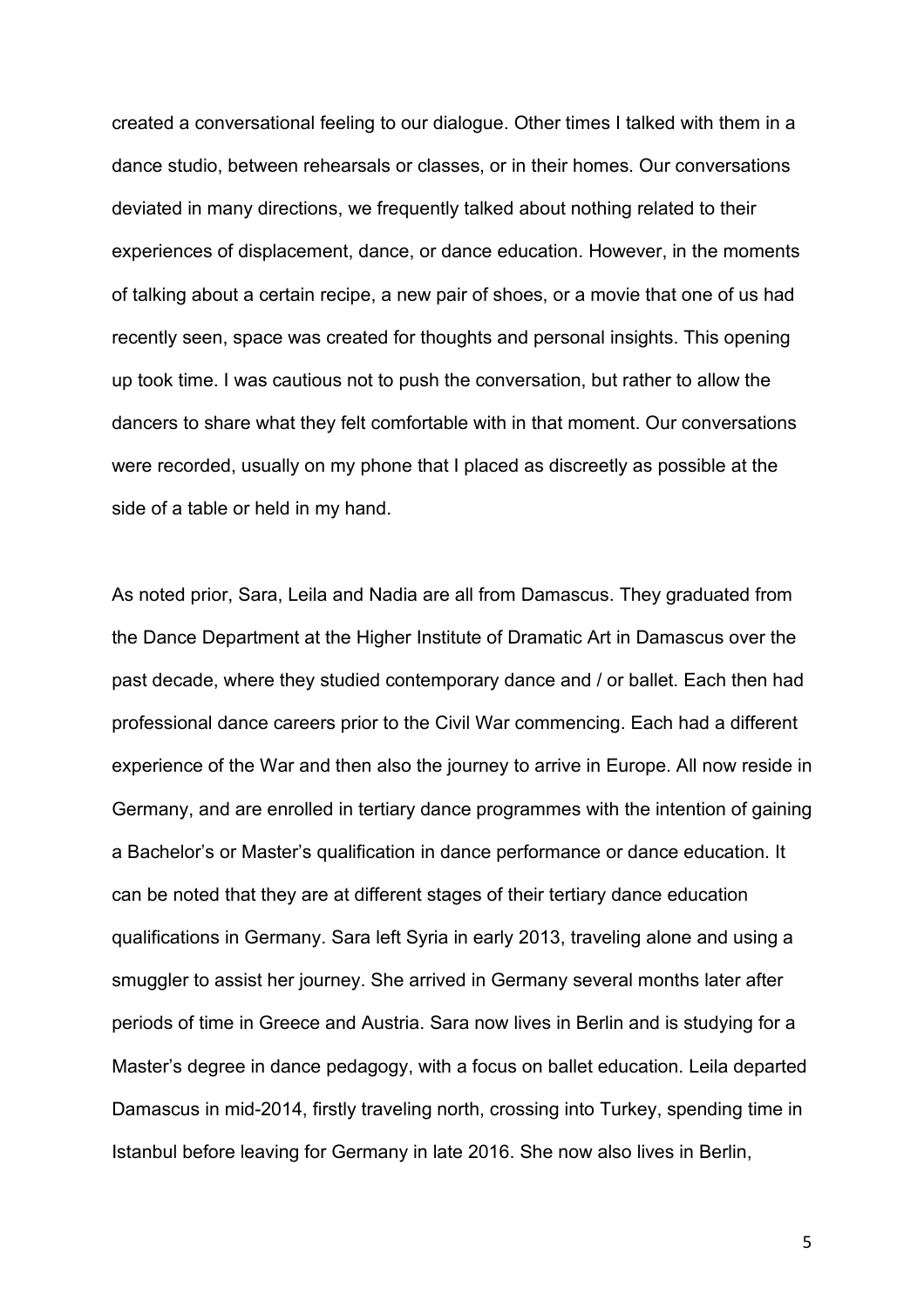created a conversational feeling to our dialogue. Other times I talked with them in a dance studio, between rehearsals or classes, or in their homes. Our conversations deviated in many directions, we frequently talked about nothing related to their experiences of displacement, dance, or dance education. However, in the moments of talking about a certain recipe, a new pair of shoes, or a movie that one of us had recently seen, space was created for thoughts and personal insights. This opening up took time. I was cautious not to push the conversation, but rather to allow the dancers to share what they felt comfortable with in that moment. Our conversations were recorded, usually on my phone that I placed as discreetly as possible at the side of a table or held in my hand.

As noted prior, Sara, Leila and Nadia are all from Damascus. They graduated from the Dance Department at the Higher Institute of Dramatic Art in Damascus over the past decade, where they studied contemporary dance and / or ballet. Each then had professional dance careers prior to the Civil War commencing. Each had a different experience of the War and then also the journey to arrive in Europe. All now reside in Germany, and are enrolled in tertiary dance programmes with the intention of gaining a Bachelor's or Master's qualification in dance performance or dance education. It can be noted that they are at different stages of their tertiary dance education qualifications in Germany. Sara left Syria in early 2013, traveling alone and using a smuggler to assist her journey. She arrived in Germany several months later after periods of time in Greece and Austria. Sara now lives in Berlin and is studying for a Master's degree in dance pedagogy, with a focus on ballet education. Leila departed Damascus in mid-2014, firstly traveling north, crossing into Turkey, spending time in Istanbul before leaving for Germany in late 2016. She now also lives in Berlin,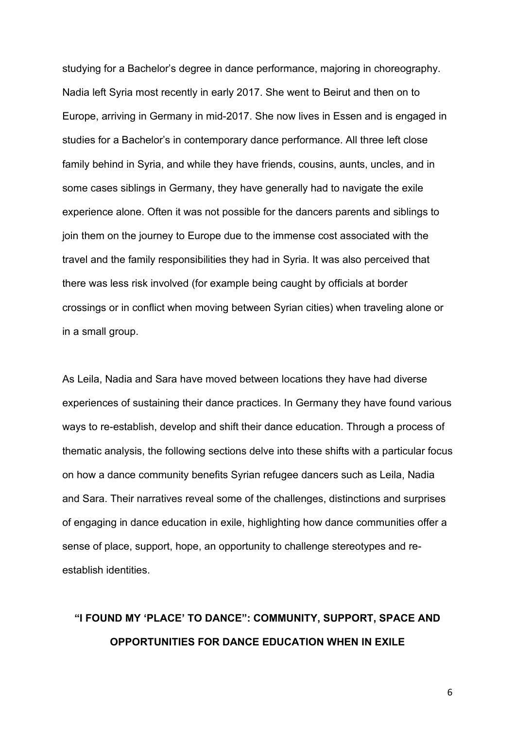studying for a Bachelor's degree in dance performance, majoring in choreography. Nadia left Syria most recently in early 2017. She went to Beirut and then on to Europe, arriving in Germany in mid-2017. She now lives in Essen and is engaged in studies for a Bachelor's in contemporary dance performance. All three left close family behind in Syria, and while they have friends, cousins, aunts, uncles, and in some cases siblings in Germany, they have generally had to navigate the exile experience alone. Often it was not possible for the dancers parents and siblings to join them on the journey to Europe due to the immense cost associated with the travel and the family responsibilities they had in Syria. It was also perceived that there was less risk involved (for example being caught by officials at border crossings or in conflict when moving between Syrian cities) when traveling alone or in a small group.

As Leila, Nadia and Sara have moved between locations they have had diverse experiences of sustaining their dance practices. In Germany they have found various ways to re-establish, develop and shift their dance education. Through a process of thematic analysis, the following sections delve into these shifts with a particular focus on how a dance community benefits Syrian refugee dancers such as Leila, Nadia and Sara. Their narratives reveal some of the challenges, distinctions and surprises of engaging in dance education in exile, highlighting how dance communities offer a sense of place, support, hope, an opportunity to challenge stereotypes and re-establish identities.

## "I FOUND MY 'PLACE' TO DANCE": COMMUNITY, SUPPORT, SPACE AND OPPORTUNITIES FOR DANCE EDUCATION WHEN IN EXILE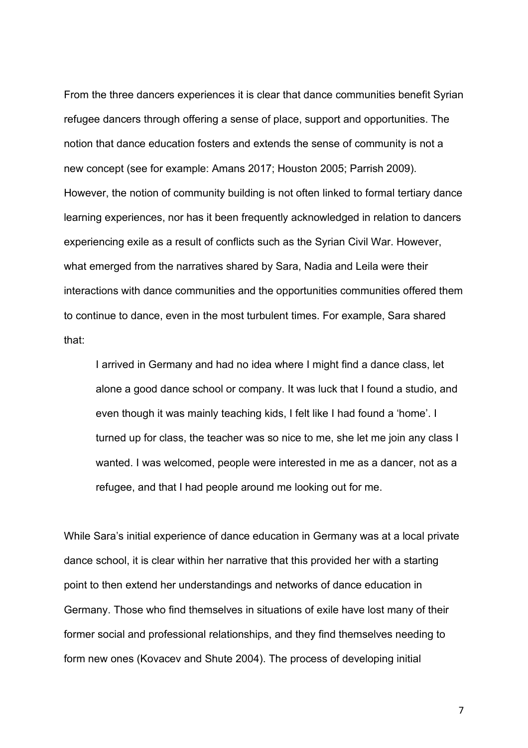From the three dancers experiences it is clear that dance communities benefit Syrian refugee dancers through offering a sense of place, support and opportunities. The notion that dance education fosters and extends the sense of community is not a new concept (see for example: Amans 2017; Houston 2005; Parrish 2009). However, the notion of community building is not often linked to formal tertiary dance learning experiences, nor has it been frequently acknowledged in relation to dancers experiencing exile as a result of conflicts such as the Syrian Civil War. However, what emerged from the narratives shared by Sara, Nadia and Leila were their interactions with dance communities and the opportunities communities offered them to continue to dance, even in the most turbulent times. For example, Sara shared that:

> I arrived in Germany and had no idea where I might find a dance class, let alone a good dance school or company. It was luck that I found a studio, and even though it was mainly teaching kids, I felt like I had found a 'home'. I turned up for class, the teacher was so nice to me, she let me join any class I wanted. I was welcomed, people were interested in me as a dancer, not as a refugee, and that I had people around me looking out for me.

While Sara's initial experience of dance education in Germany was at a local private dance school, it is clear within her narrative that this provided her with a starting point to then extend her understandings and networks of dance education in Germany. Those who find themselves in situations of exile have lost many of their former social and professional relationships, and they find themselves needing to form new ones (Kovacev and Shute 2004). The process of developing initial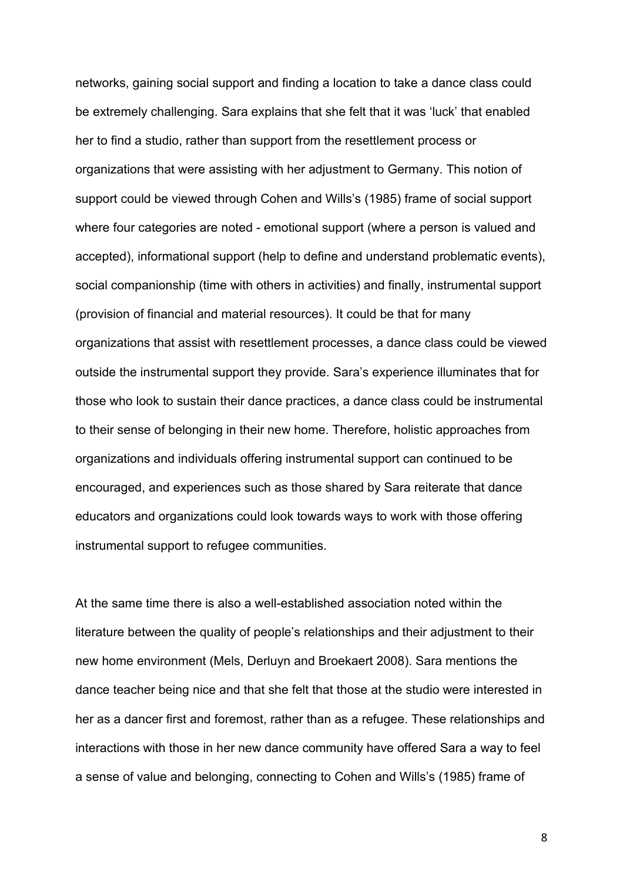networks, gaining social support and finding a location to take a dance class could be extremely challenging. Sara explains that she felt that it was 'luck' that enabled her to find a studio, rather than support from the resettlement process or organizations that were assisting with her adjustment to Germany. This notion of support could be viewed through Cohen and Wills's (1985) frame of social support where four categories are noted - emotional support (where a person is valued and accepted), informational support (help to define and understand problematic events), social companionship (time with others in activities) and finally, instrumental support (provision of financial and material resources). It could be that for many organizations that assist with resettlement processes, a dance class could be viewed outside the instrumental support they provide. Sara's experience illuminates that for those who look to sustain their dance practices, a dance class could be instrumental to their sense of belonging in their new home. Therefore, holistic approaches from organizations and individuals offering instrumental support can continued to be encouraged, and experiences such as those shared by Sara reiterate that dance educators and organizations could look towards ways to work with those offering instrumental support to refugee communities.

At the same time there is also a well-established association noted within the literature between the quality of people's relationships and their adjustment to their new home environment (Mels, Derluyn and Broekaert 2008). Sara mentions the dance teacher being nice and that she felt that those at the studio were interested in her as a dancer first and foremost, rather than as a refugee. These relationships and interactions with those in her new dance community have offered Sara a way to feel a sense of value and belonging, connecting to Cohen and Wills's (1985) frame of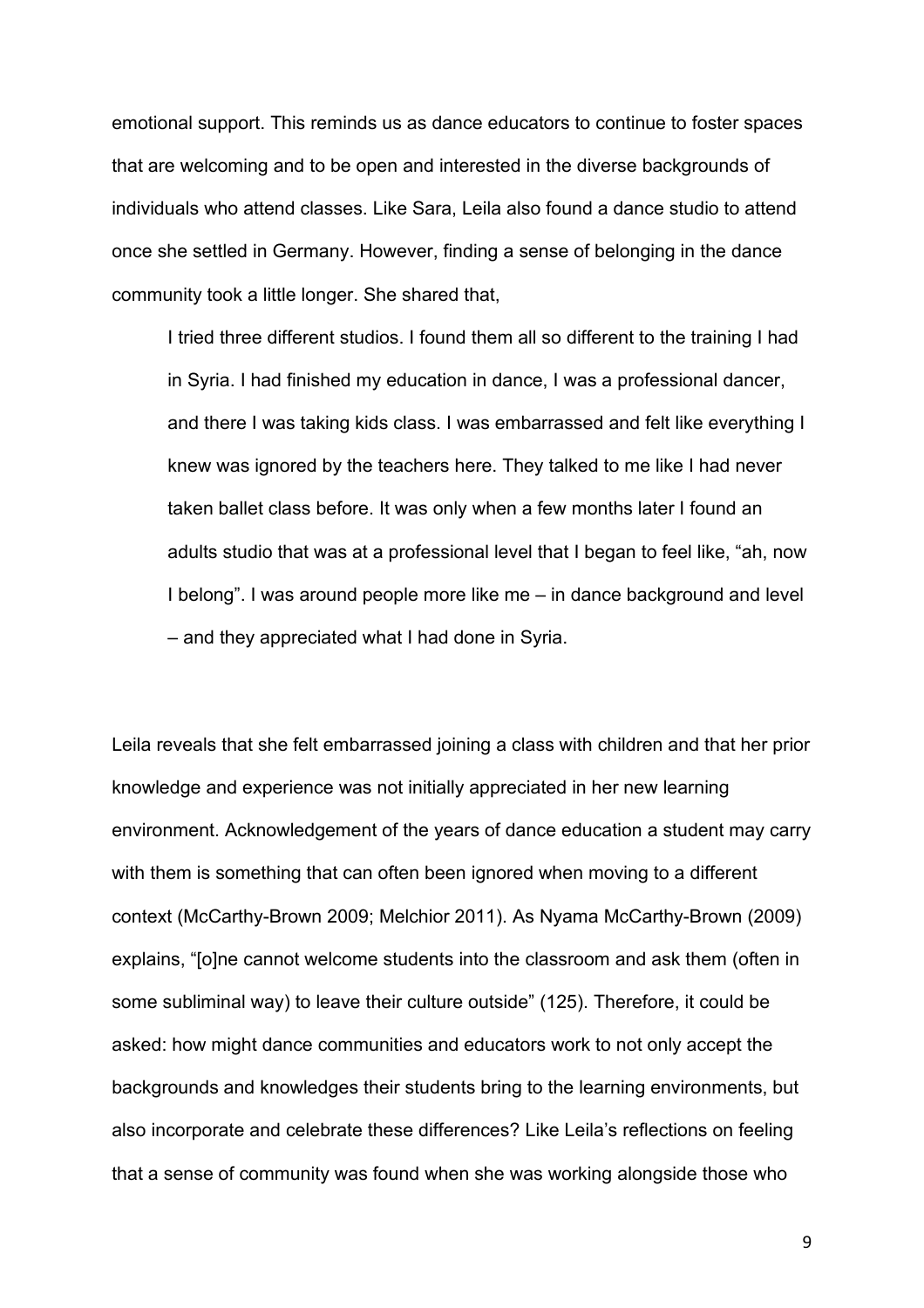emotional support. This reminds us as dance educators to continue to foster spaces that are welcoming and to be open and interested in the diverse backgrounds of individuals who attend classes. Like Sara, Leila also found a dance studio to attend once she settled in Germany. However, finding a sense of belonging in the dance community took a little longer. She shared that,

> I tried three different studios. I found them all so different to the training I had in Syria. I had finished my education in dance, I was a professional dancer, and there I was taking kids class. I was embarrassed and felt like everything I knew was ignored by the teachers here. They talked to me like I had never taken ballet class before. It was only when a few months later I found an adults studio that was at a professional level that I began to feel like, "ah, now I belong". I was around people more like me – in dance background and level – and they appreciated what I had done in Syria.

Leila reveals that she felt embarrassed joining a class with children and that her prior knowledge and experience was not initially appreciated in her new learning environment. Acknowledgement of the years of dance education a student may carry with them is something that can often been ignored when moving to a different context (McCarthy-Brown 2009; Melchior 2011). As Nyama McCarthy-Brown (2009) explains, "[o]ne cannot welcome students into the classroom and ask them (often in some subliminal way) to leave their culture outside" (125). Therefore, it could be asked: how might dance communities and educators work to not only accept the backgrounds and knowledges their students bring to the learning environments, but also incorporate and celebrate these differences? Like Leila's reflections on feeling that a sense of community was found when she was working alongside those who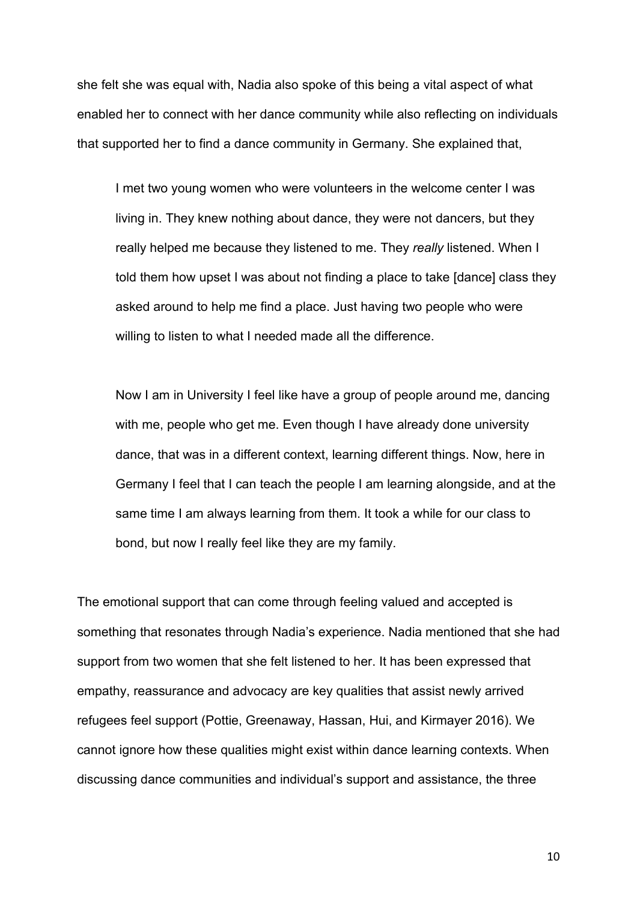she felt she was equal with, Nadia also spoke of this being a vital aspect of what enabled her to connect with her dance community while also reflecting on individuals that supported her to find a dance community in Germany. She explained that,

> I met two young women who were volunteers in the welcome center I was living in. They knew nothing about dance, they were not dancers, but they really helped me because they listened to me. They *really* listened. When I told them how upset I was about not finding a place to take [dance] class they asked around to help me find a place. Just having two people who were willing to listen to what I needed made all the difference.
>
> Now I am in University I feel like have a group of people around me, dancing with me, people who get me. Even though I have already done university dance, that was in a different context, learning different things. Now, here in Germany I feel that I can teach the people I am learning alongside, and at the same time I am always learning from them. It took a while for our class to bond, but now I really feel like they are my family.

The emotional support that can come through feeling valued and accepted is something that resonates through Nadia's experience. Nadia mentioned that she had support from two women that she felt listened to her. It has been expressed that empathy, reassurance and advocacy are key qualities that assist newly arrived refugees feel support (Pottie, Greenaway, Hassan, Hui, and Kirmayer 2016). We cannot ignore how these qualities might exist within dance learning contexts. When discussing dance communities and individual's support and assistance, the three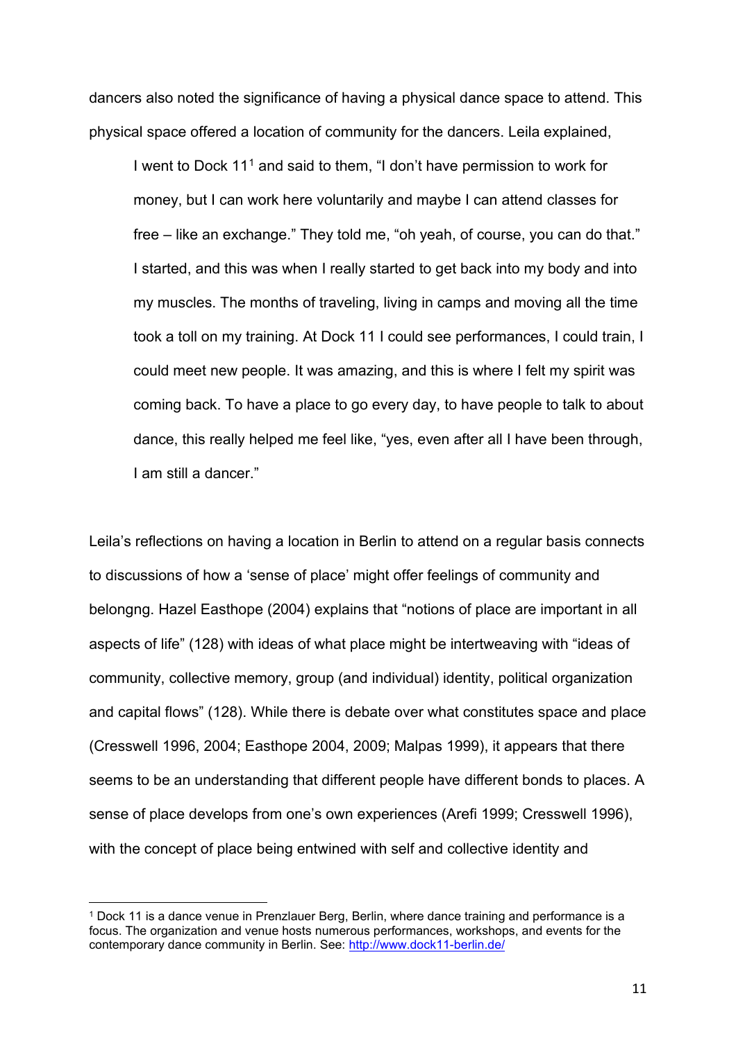dancers also noted the significance of having a physical dance space to attend. This physical space offered a location of community for the dancers. Leila explained,

> I went to Dock 11[1] and said to them, "I don't have permission to work for money, but I can work here voluntarily and maybe I can attend classes for free – like an exchange." They told me, "oh yeah, of course, you can do that." I started, and this was when I really started to get back into my body and into my muscles. The months of traveling, living in camps and moving all the time took a toll on my training. At Dock 11 I could see performances, I could train, I could meet new people. It was amazing, and this is where I felt my spirit was coming back. To have a place to go every day, to have people to talk to about dance, this really helped me feel like, "yes, even after all I have been through, I am still a dancer."

Leila's reflections on having a location in Berlin to attend on a regular basis connects to discussions of how a 'sense of place' might offer feelings of community and belongng. Hazel Easthope (2004) explains that "notions of place are important in all aspects of life" (128) with ideas of what place might be intertweaving with "ideas of community, collective memory, group (and individual) identity, political organization and capital flows" (128). While there is debate over what constitutes space and place (Cresswell 1996, 2004; Easthope 2004, 2009; Malpas 1999), it appears that there seems to be an understanding that different people have different bonds to places. A sense of place develops from one's own experiences (Arefi 1999; Cresswell 1996), with the concept of place being entwined with self and collective identity and

[1] Dock 11 is a dance venue in Prenzlauer Berg, Berlin, where dance training and performance is a focus. The organization and venue hosts numerous performances, workshops, and events for the contemporary dance community in Berlin. See: http://www.dock11-berlin.de/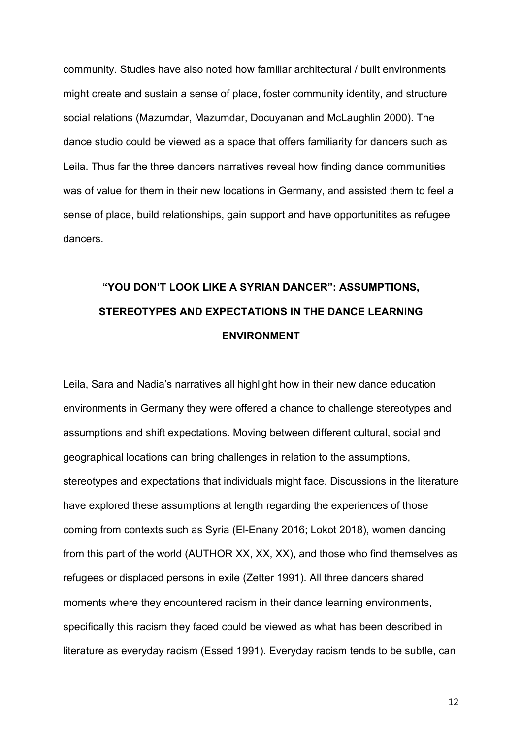community. Studies have also noted how familiar architectural / built environments might create and sustain a sense of place, foster community identity, and structure social relations (Mazumdar, Mazumdar, Docuyanan and McLaughlin 2000). The dance studio could be viewed as a space that offers familiarity for dancers such as Leila. Thus far the three dancers narratives reveal how finding dance communities was of value for them in their new locations in Germany, and assisted them to feel a sense of place, build relationships, gain support and have opportunitites as refugee dancers.

## "YOU DON'T LOOK LIKE A SYRIAN DANCER": ASSUMPTIONS, STEREOTYPES AND EXPECTATIONS IN THE DANCE LEARNING ENVIRONMENT

Leila, Sara and Nadia's narratives all highlight how in their new dance education environments in Germany they were offered a chance to challenge stereotypes and assumptions and shift expectations. Moving between different cultural, social and geographical locations can bring challenges in relation to the assumptions, stereotypes and expectations that individuals might face. Discussions in the literature have explored these assumptions at length regarding the experiences of those coming from contexts such as Syria (El-Enany 2016; Lokot 2018), women dancing from this part of the world (AUTHOR XX, XX, XX), and those who find themselves as refugees or displaced persons in exile (Zetter 1991). All three dancers shared moments where they encountered racism in their dance learning environments, specifically this racism they faced could be viewed as what has been described in literature as everyday racism (Essed 1991). Everyday racism tends to be subtle, can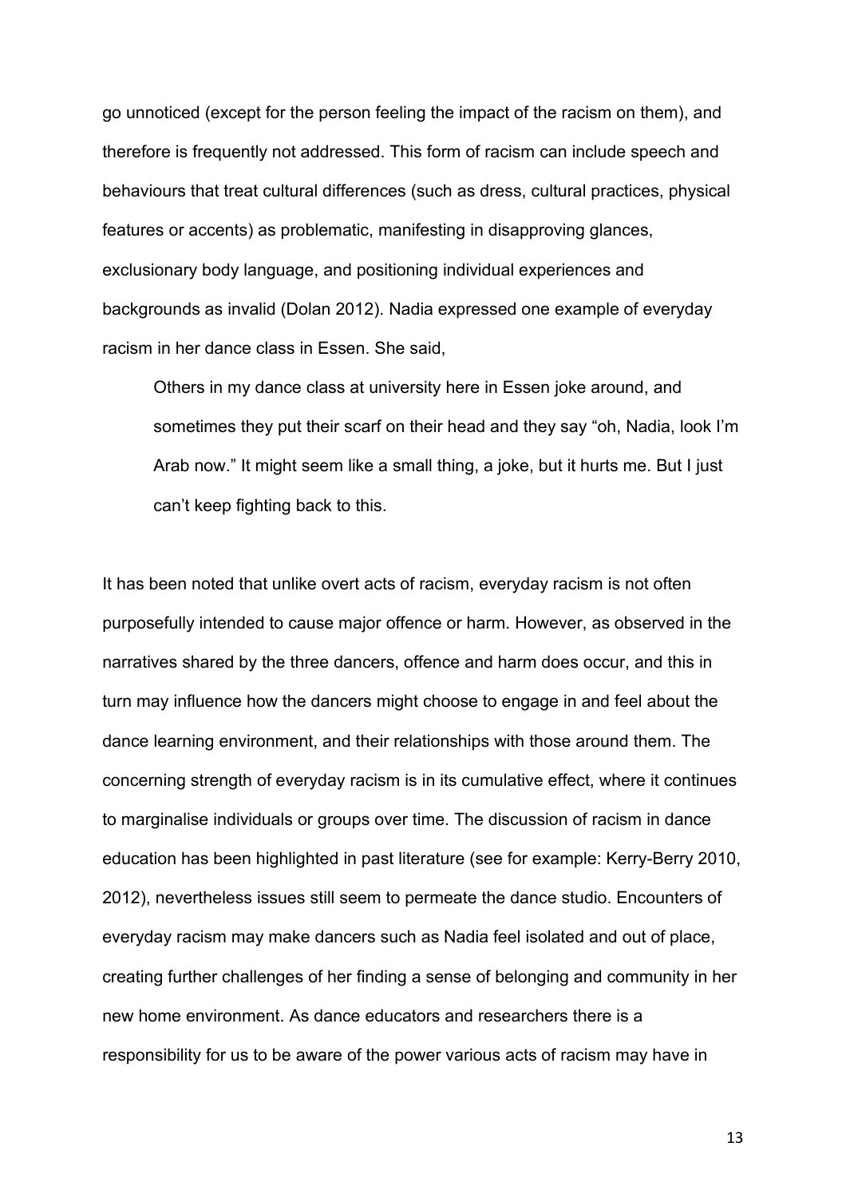go unnoticed (except for the person feeling the impact of the racism on them), and therefore is frequently not addressed. This form of racism can include speech and behaviours that treat cultural differences (such as dress, cultural practices, physical features or accents) as problematic, manifesting in disapproving glances, exclusionary body language, and positioning individual experiences and backgrounds as invalid (Dolan 2012). Nadia expressed one example of everyday racism in her dance class in Essen. She said,

> Others in my dance class at university here in Essen joke around, and sometimes they put their scarf on their head and they say "oh, Nadia, look I'm Arab now." It might seem like a small thing, a joke, but it hurts me. But I just can't keep fighting back to this.

It has been noted that unlike overt acts of racism, everyday racism is not often purposefully intended to cause major offence or harm. However, as observed in the narratives shared by the three dancers, offence and harm does occur, and this in turn may influence how the dancers might choose to engage in and feel about the dance learning environment, and their relationships with those around them. The concerning strength of everyday racism is in its cumulative effect, where it continues to marginalise individuals or groups over time. The discussion of racism in dance education has been highlighted in past literature (see for example: Kerry-Berry 2010, 2012), nevertheless issues still seem to permeate the dance studio. Encounters of everyday racism may make dancers such as Nadia feel isolated and out of place, creating further challenges of her finding a sense of belonging and community in her new home environment. As dance educators and researchers there is a responsibility for us to be aware of the power various acts of racism may have in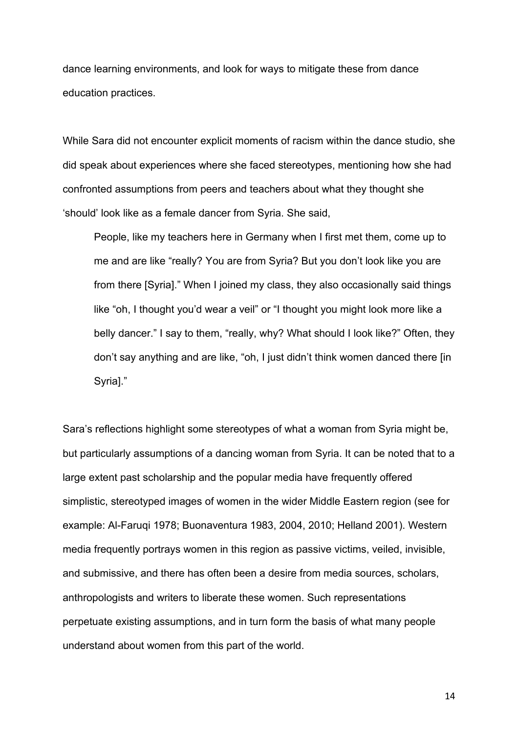dance learning environments, and look for ways to mitigate these from dance education practices.

While Sara did not encounter explicit moments of racism within the dance studio, she did speak about experiences where she faced stereotypes, mentioning how she had confronted assumptions from peers and teachers about what they thought she 'should' look like as a female dancer from Syria. She said,

> People, like my teachers here in Germany when I first met them, come up to me and are like "really? You are from Syria? But you don't look like you are from there [Syria]." When I joined my class, they also occasionally said things like "oh, I thought you'd wear a veil" or "I thought you might look more like a belly dancer." I say to them, "really, why? What should I look like?" Often, they don't say anything and are like, "oh, I just didn't think women danced there [in Syria]."

Sara's reflections highlight some stereotypes of what a woman from Syria might be, but particularly assumptions of a dancing woman from Syria. It can be noted that to a large extent past scholarship and the popular media have frequently offered simplistic, stereotyped images of women in the wider Middle Eastern region (see for example: Al-Faruqi 1978; Buonaventura 1983, 2004, 2010; Helland 2001). Western media frequently portrays women in this region as passive victims, veiled, invisible, and submissive, and there has often been a desire from media sources, scholars, anthropologists and writers to liberate these women. Such representations perpetuate existing assumptions, and in turn form the basis of what many people understand about women from this part of the world.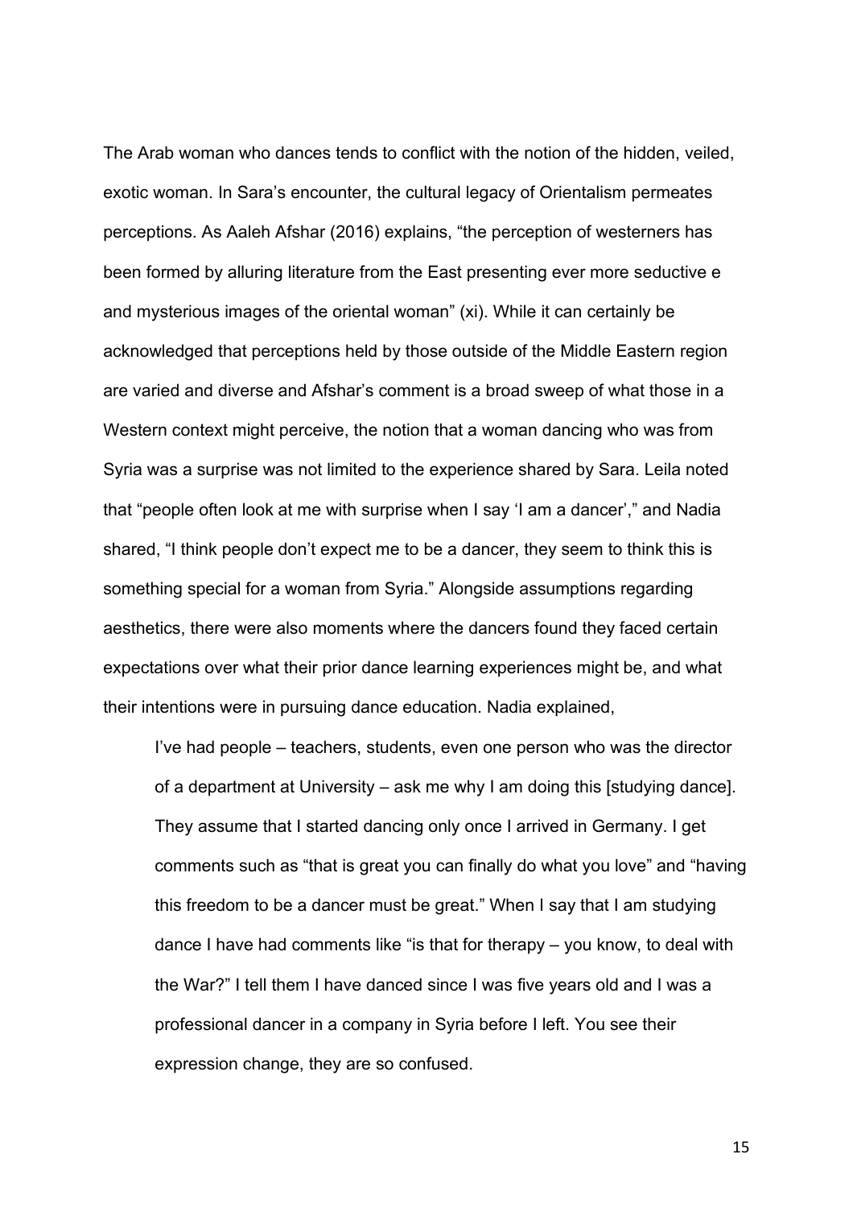The Arab woman who dances tends to conflict with the notion of the hidden, veiled, exotic woman. In Sara's encounter, the cultural legacy of Orientalism permeates perceptions. As Aaleh Afshar (2016) explains, "the perception of westerners has been formed by alluring literature from the East presenting ever more seductive e and mysterious images of the oriental woman" (xi). While it can certainly be acknowledged that perceptions held by those outside of the Middle Eastern region are varied and diverse and Afshar's comment is a broad sweep of what those in a Western context might perceive, the notion that a woman dancing who was from Syria was a surprise was not limited to the experience shared by Sara. Leila noted that "people often look at me with surprise when I say 'I am a dancer'," and Nadia shared, "I think people don't expect me to be a dancer, they seem to think this is something special for a woman from Syria." Alongside assumptions regarding aesthetics, there were also moments where the dancers found they faced certain expectations over what their prior dance learning experiences might be, and what their intentions were in pursuing dance education. Nadia explained,

> I've had people – teachers, students, even one person who was the director of a department at University – ask me why I am doing this [studying dance]. They assume that I started dancing only once I arrived in Germany. I get comments such as "that is great you can finally do what you love" and "having this freedom to be a dancer must be great." When I say that I am studying dance I have had comments like "is that for therapy – you know, to deal with the War?" I tell them I have danced since I was five years old and I was a professional dancer in a company in Syria before I left. You see their expression change, they are so confused.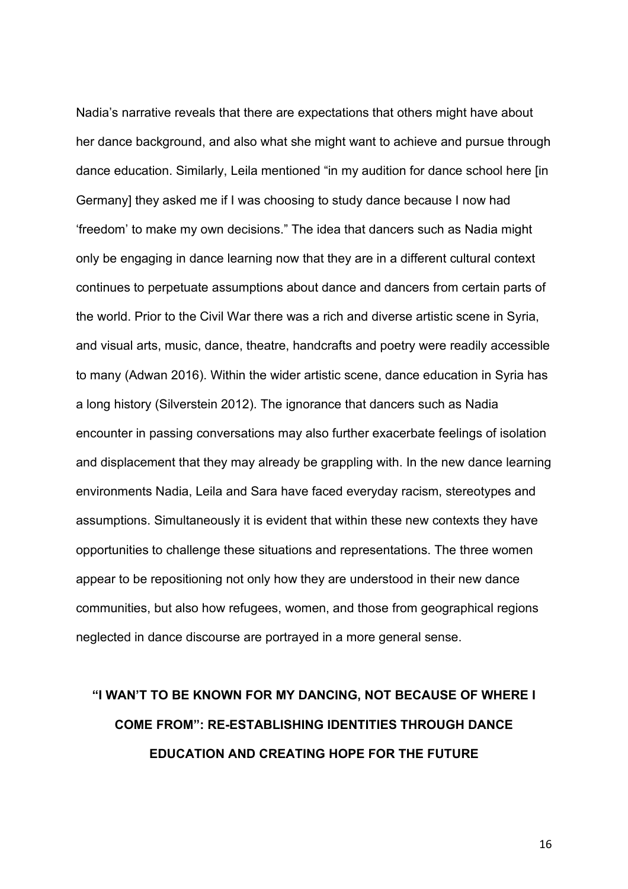Nadia's narrative reveals that there are expectations that others might have about her dance background, and also what she might want to achieve and pursue through dance education. Similarly, Leila mentioned "in my audition for dance school here [in Germany] they asked me if I was choosing to study dance because I now had 'freedom' to make my own decisions." The idea that dancers such as Nadia might only be engaging in dance learning now that they are in a different cultural context continues to perpetuate assumptions about dance and dancers from certain parts of the world. Prior to the Civil War there was a rich and diverse artistic scene in Syria, and visual arts, music, dance, theatre, handcrafts and poetry were readily accessible to many (Adwan 2016). Within the wider artistic scene, dance education in Syria has a long history (Silverstein 2012). The ignorance that dancers such as Nadia encounter in passing conversations may also further exacerbate feelings of isolation and displacement that they may already be grappling with. In the new dance learning environments Nadia, Leila and Sara have faced everyday racism, stereotypes and assumptions. Simultaneously it is evident that within these new contexts they have opportunities to challenge these situations and representations. The three women appear to be repositioning not only how they are understood in their new dance communities, but also how refugees, women, and those from geographical regions neglected in dance discourse are portrayed in a more general sense.

## "I WAN'T TO BE KNOWN FOR MY DANCING, NOT BECAUSE OF WHERE I COME FROM": RE-ESTABLISHING IDENTITIES THROUGH DANCE EDUCATION AND CREATING HOPE FOR THE FUTURE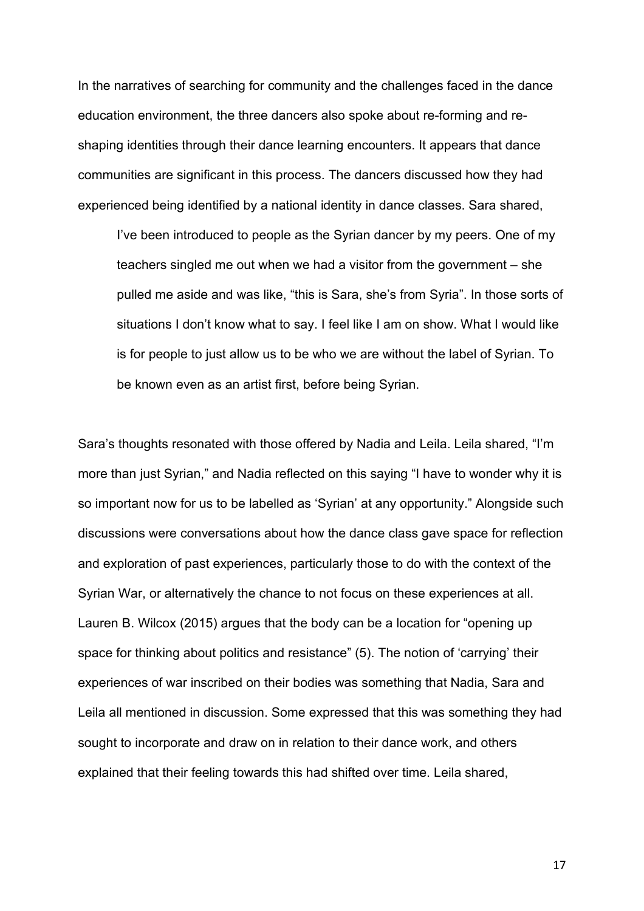In the narratives of searching for community and the challenges faced in the dance education environment, the three dancers also spoke about re-forming and re-shaping identities through their dance learning encounters. It appears that dance communities are significant in this process. The dancers discussed how they had experienced being identified by a national identity in dance classes. Sara shared,

> I've been introduced to people as the Syrian dancer by my peers. One of my teachers singled me out when we had a visitor from the government – she pulled me aside and was like, "this is Sara, she's from Syria". In those sorts of situations I don't know what to say. I feel like I am on show. What I would like is for people to just allow us to be who we are without the label of Syrian. To be known even as an artist first, before being Syrian.

Sara's thoughts resonated with those offered by Nadia and Leila. Leila shared, "I'm more than just Syrian," and Nadia reflected on this saying "I have to wonder why it is so important now for us to be labelled as 'Syrian' at any opportunity." Alongside such discussions were conversations about how the dance class gave space for reflection and exploration of past experiences, particularly those to do with the context of the Syrian War, or alternatively the chance to not focus on these experiences at all. Lauren B. Wilcox (2015) argues that the body can be a location for "opening up space for thinking about politics and resistance" (5). The notion of 'carrying' their experiences of war inscribed on their bodies was something that Nadia, Sara and Leila all mentioned in discussion. Some expressed that this was something they had sought to incorporate and draw on in relation to their dance work, and others explained that their feeling towards this had shifted over time. Leila shared,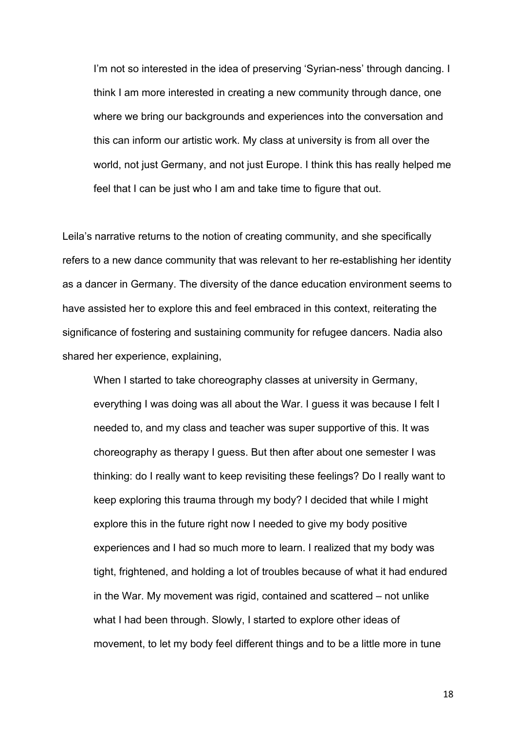> I'm not so interested in the idea of preserving 'Syrian-ness' through dancing. I think I am more interested in creating a new community through dance, one where we bring our backgrounds and experiences into the conversation and this can inform our artistic work. My class at university is from all over the world, not just Germany, and not just Europe. I think this has really helped me feel that I can be just who I am and take time to figure that out.

Leila's narrative returns to the notion of creating community, and she specifically refers to a new dance community that was relevant to her re-establishing her identity as a dancer in Germany. The diversity of the dance education environment seems to have assisted her to explore this and feel embraced in this context, reiterating the significance of fostering and sustaining community for refugee dancers. Nadia also shared her experience, explaining,

> When I started to take choreography classes at university in Germany, everything I was doing was all about the War. I guess it was because I felt I needed to, and my class and teacher was super supportive of this. It was choreography as therapy I guess. But then after about one semester I was thinking: do I really want to keep revisiting these feelings? Do I really want to keep exploring this trauma through my body? I decided that while I might explore this in the future right now I needed to give my body positive experiences and I had so much more to learn. I realized that my body was tight, frightened, and holding a lot of troubles because of what it had endured in the War. My movement was rigid, contained and scattered – not unlike what I had been through. Slowly, I started to explore other ideas of movement, to let my body feel different things and to be a little more in tune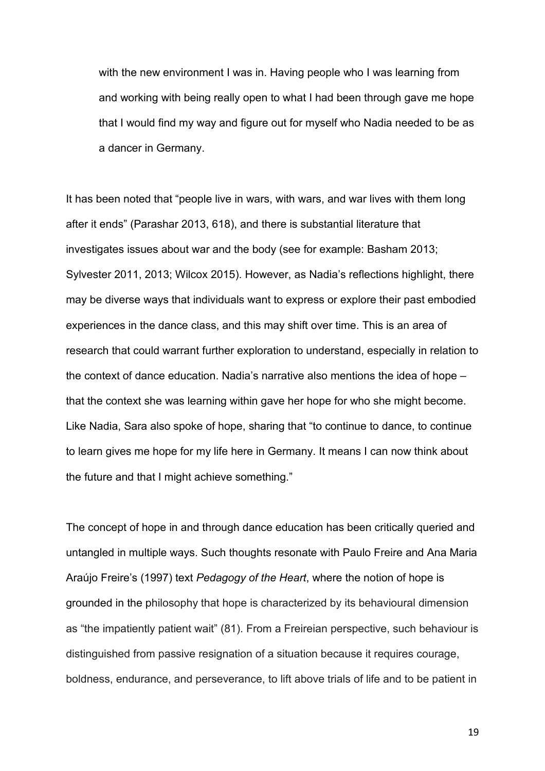> with the new environment I was in. Having people who I was learning from and working with being really open to what I had been through gave me hope that I would find my way and figure out for myself who Nadia needed to be as a dancer in Germany.

It has been noted that "people live in wars, with wars, and war lives with them long after it ends" (Parashar 2013, 618), and there is substantial literature that investigates issues about war and the body (see for example: Basham 2013; Sylvester 2011, 2013; Wilcox 2015). However, as Nadia's reflections highlight, there may be diverse ways that individuals want to express or explore their past embodied experiences in the dance class, and this may shift over time. This is an area of research that could warrant further exploration to understand, especially in relation to the context of dance education. Nadia's narrative also mentions the idea of hope – that the context she was learning within gave her hope for who she might become. Like Nadia, Sara also spoke of hope, sharing that "to continue to dance, to continue to learn gives me hope for my life here in Germany. It means I can now think about the future and that I might achieve something."

The concept of hope in and through dance education has been critically queried and untangled in multiple ways. Such thoughts resonate with Paulo Freire and Ana Maria Araújo Freire's (1997) text *Pedagogy of the Heart*, where the notion of hope is grounded in the philosophy that hope is characterized by its behavioural dimension as "the impatiently patient wait" (81). From a Freireian perspective, such behaviour is distinguished from passive resignation of a situation because it requires courage, boldness, endurance, and perseverance, to lift above trials of life and to be patient in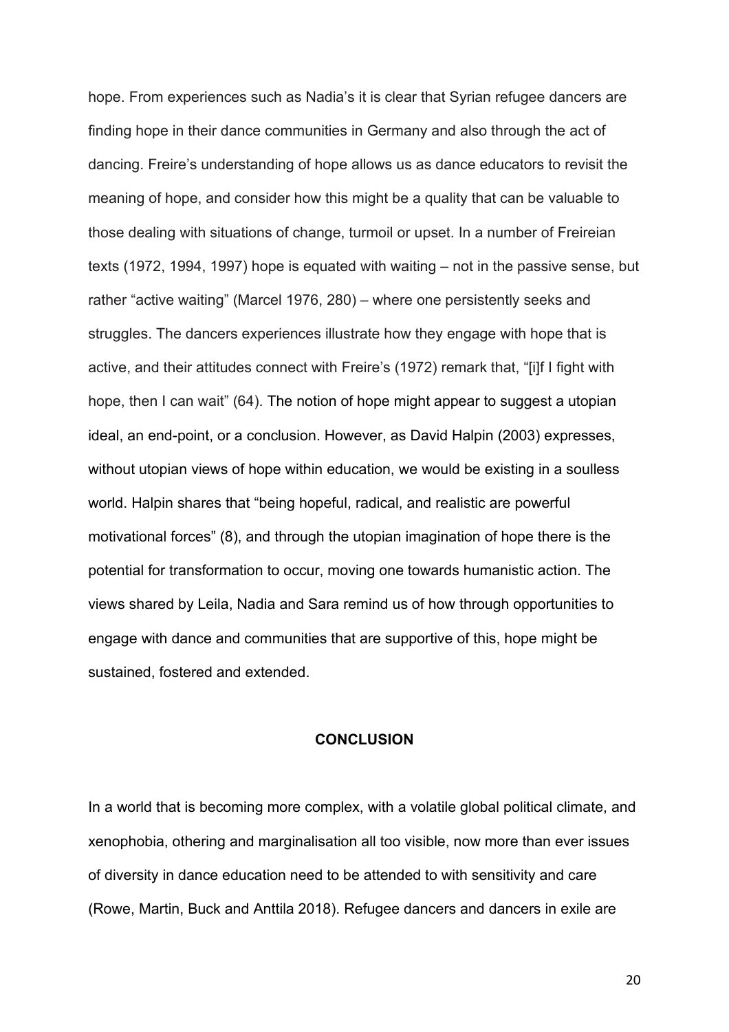hope. From experiences such as Nadia's it is clear that Syrian refugee dancers are finding hope in their dance communities in Germany and also through the act of dancing. Freire's understanding of hope allows us as dance educators to revisit the meaning of hope, and consider how this might be a quality that can be valuable to those dealing with situations of change, turmoil or upset. In a number of Freireian texts (1972, 1994, 1997) hope is equated with waiting – not in the passive sense, but rather "active waiting" (Marcel 1976, 280) – where one persistently seeks and struggles. The dancers experiences illustrate how they engage with hope that is active, and their attitudes connect with Freire's (1972) remark that, "[i]f I fight with hope, then I can wait" (64). The notion of hope might appear to suggest a utopian ideal, an end-point, or a conclusion. However, as David Halpin (2003) expresses, without utopian views of hope within education, we would be existing in a soulless world. Halpin shares that "being hopeful, radical, and realistic are powerful motivational forces" (8), and through the utopian imagination of hope there is the potential for transformation to occur, moving one towards humanistic action. The views shared by Leila, Nadia and Sara remind us of how through opportunities to engage with dance and communities that are supportive of this, hope might be sustained, fostered and extended.

## CONCLUSION

In a world that is becoming more complex, with a volatile global political climate, and xenophobia, othering and marginalisation all too visible, now more than ever issues of diversity in dance education need to be attended to with sensitivity and care (Rowe, Martin, Buck and Anttila 2018). Refugee dancers and dancers in exile are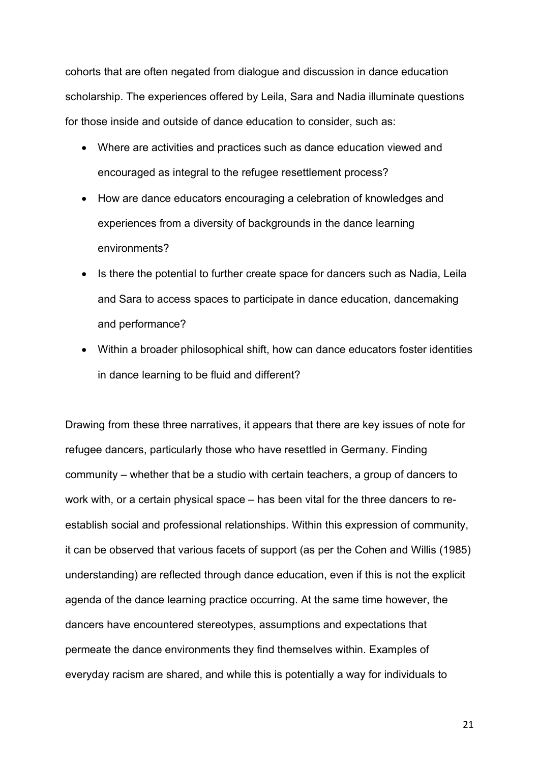cohorts that are often negated from dialogue and discussion in dance education scholarship. The experiences offered by Leila, Sara and Nadia illuminate questions for those inside and outside of dance education to consider, such as:

- Where are activities and practices such as dance education viewed and encouraged as integral to the refugee resettlement process?
- How are dance educators encouraging a celebration of knowledges and experiences from a diversity of backgrounds in the dance learning environments?
- Is there the potential to further create space for dancers such as Nadia, Leila and Sara to access spaces to participate in dance education, dancemaking and performance?
- Within a broader philosophical shift, how can dance educators foster identities in dance learning to be fluid and different?

Drawing from these three narratives, it appears that there are key issues of note for refugee dancers, particularly those who have resettled in Germany. Finding community – whether that be a studio with certain teachers, a group of dancers to work with, or a certain physical space – has been vital for the three dancers to re-establish social and professional relationships. Within this expression of community, it can be observed that various facets of support (as per the Cohen and Willis (1985) understanding) are reflected through dance education, even if this is not the explicit agenda of the dance learning practice occurring. At the same time however, the dancers have encountered stereotypes, assumptions and expectations that permeate the dance environments they find themselves within. Examples of everyday racism are shared, and while this is potentially a way for individuals to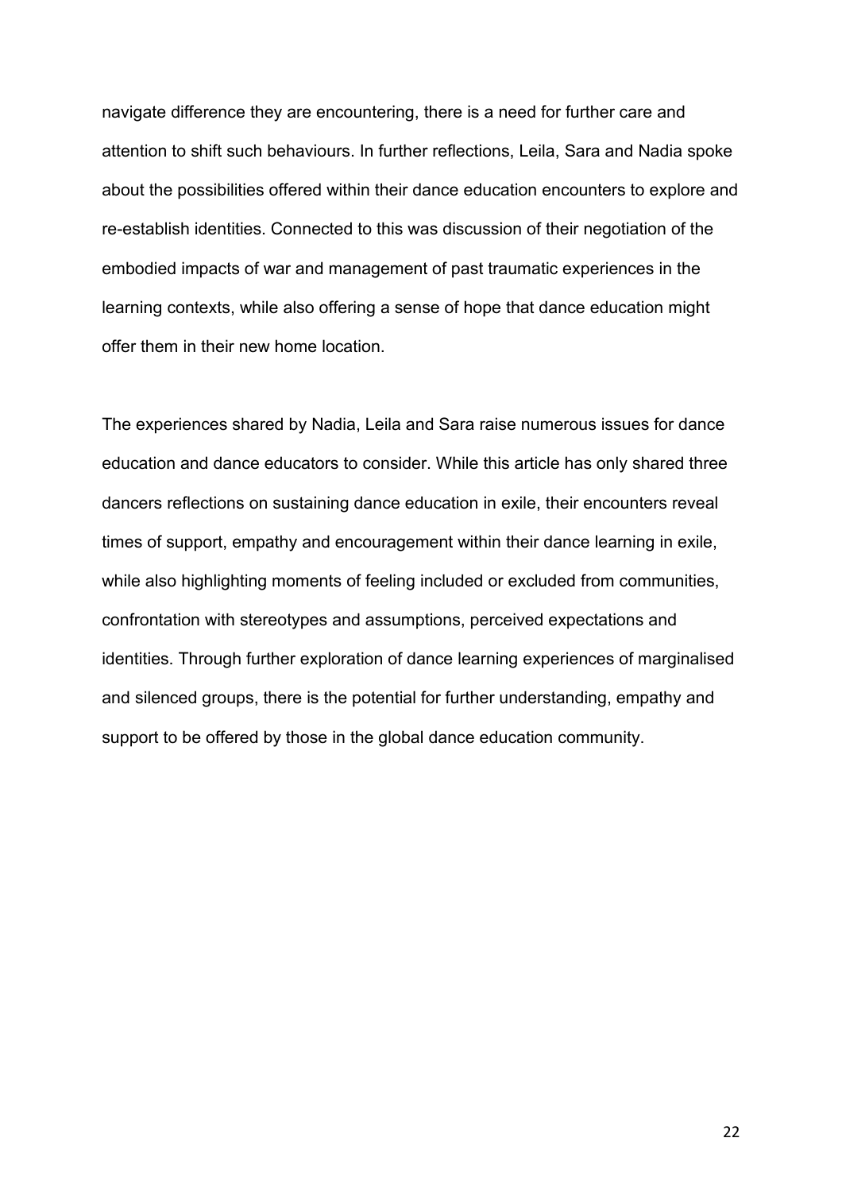navigate difference they are encountering, there is a need for further care and attention to shift such behaviours. In further reflections, Leila, Sara and Nadia spoke about the possibilities offered within their dance education encounters to explore and re-establish identities. Connected to this was discussion of their negotiation of the embodied impacts of war and management of past traumatic experiences in the learning contexts, while also offering a sense of hope that dance education might offer them in their new home location.

The experiences shared by Nadia, Leila and Sara raise numerous issues for dance education and dance educators to consider. While this article has only shared three dancers reflections on sustaining dance education in exile, their encounters reveal times of support, empathy and encouragement within their dance learning in exile, while also highlighting moments of feeling included or excluded from communities, confrontation with stereotypes and assumptions, perceived expectations and identities. Through further exploration of dance learning experiences of marginalised and silenced groups, there is the potential for further understanding, empathy and support to be offered by those in the global dance education community.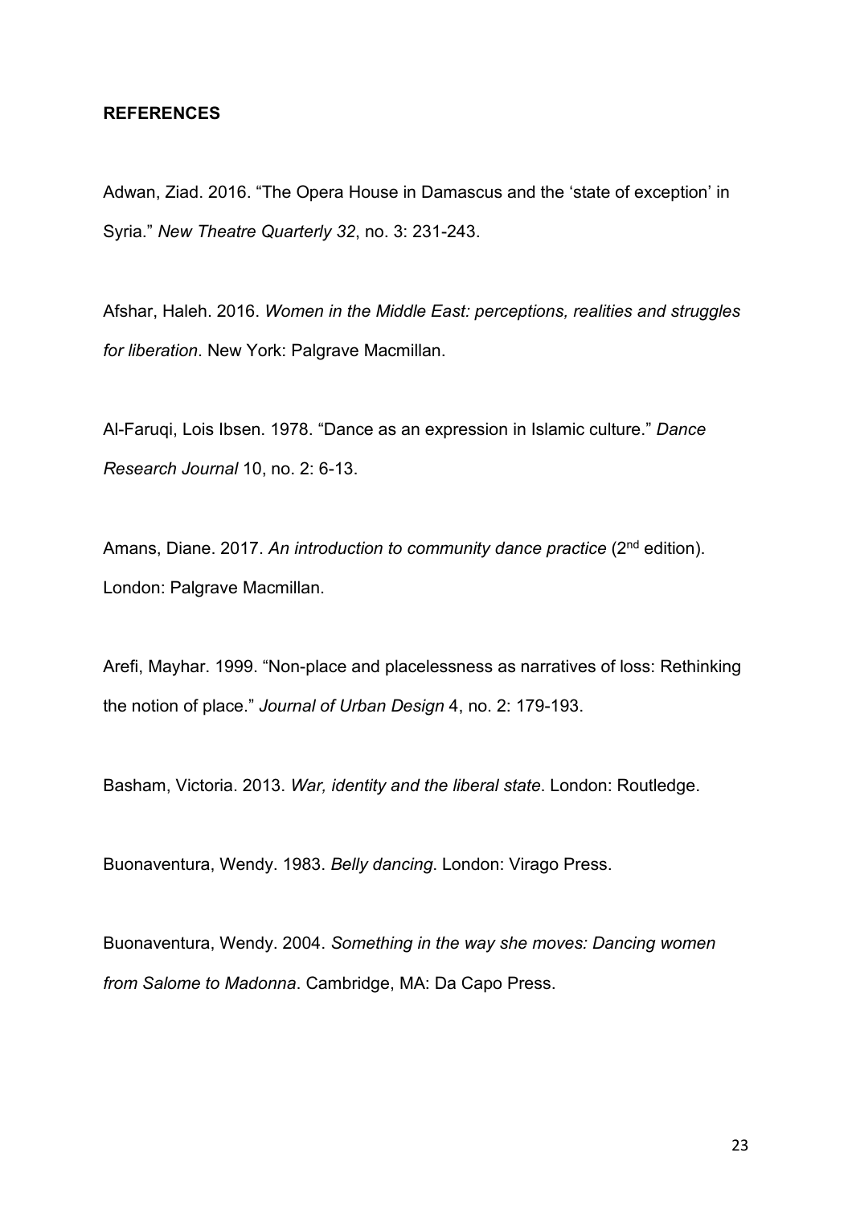**REFERENCES**

Adwan, Ziad. 2016. "The Opera House in Damascus and the 'state of exception' in Syria." *New Theatre Quarterly 32*, no. 3: 231-243.

Afshar, Haleh. 2016. *Women in the Middle East: perceptions, realities and struggles for liberation*. New York: Palgrave Macmillan.

Al-Faruqi, Lois Ibsen. 1978. "Dance as an expression in Islamic culture." *Dance Research Journal* 10, no. 2: 6-13.

Amans, Diane. 2017. *An introduction to community dance practice* (2nd edition). London: Palgrave Macmillan.

Arefi, Mayhar. 1999. "Non-place and placelessness as narratives of loss: Rethinking the notion of place." *Journal of Urban Design* 4, no. 2: 179-193.

Basham, Victoria. 2013. *War, identity and the liberal state*. London: Routledge.

Buonaventura, Wendy. 1983. *Belly dancing*. London: Virago Press.

Buonaventura, Wendy. 2004. *Something in the way she moves: Dancing women from Salome to Madonna*. Cambridge, MA: Da Capo Press.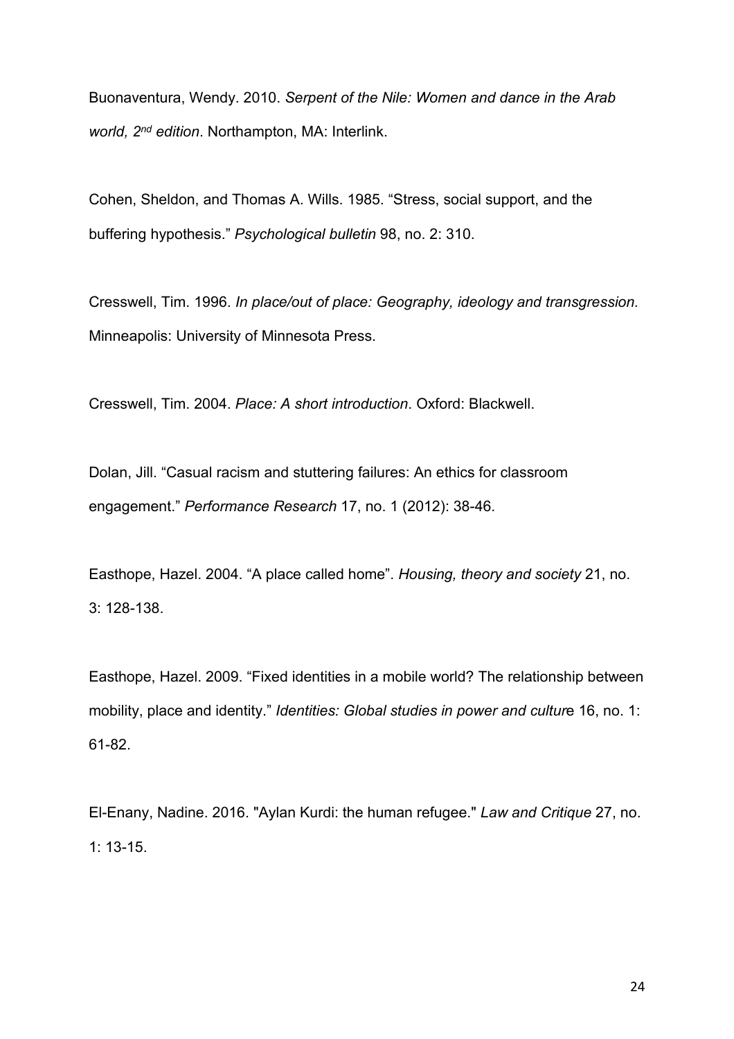Buonaventura, Wendy. 2010. *Serpent of the Nile: Women and dance in the Arab world, 2nd edition*. Northampton, MA: Interlink.

Cohen, Sheldon, and Thomas A. Wills. 1985. "Stress, social support, and the buffering hypothesis." *Psychological bulletin* 98, no. 2: 310.

Cresswell, Tim. 1996. *In place/out of place: Geography, ideology and transgression.* Minneapolis: University of Minnesota Press.

Cresswell, Tim. 2004. *Place: A short introduction*. Oxford: Blackwell.

Dolan, Jill. "Casual racism and stuttering failures: An ethics for classroom engagement." *Performance Research* 17, no. 1 (2012): 38-46.

Easthope, Hazel. 2004. "A place called home". *Housing, theory and society* 21, no. 3: 128-138.

Easthope, Hazel. 2009. "Fixed identities in a mobile world? The relationship between mobility, place and identity." *Identities: Global studies in power and culture* 16, no. 1: 61-82.

El-Enany, Nadine. 2016. "Aylan Kurdi: the human refugee." *Law and Critique* 27, no. 1: 13-15.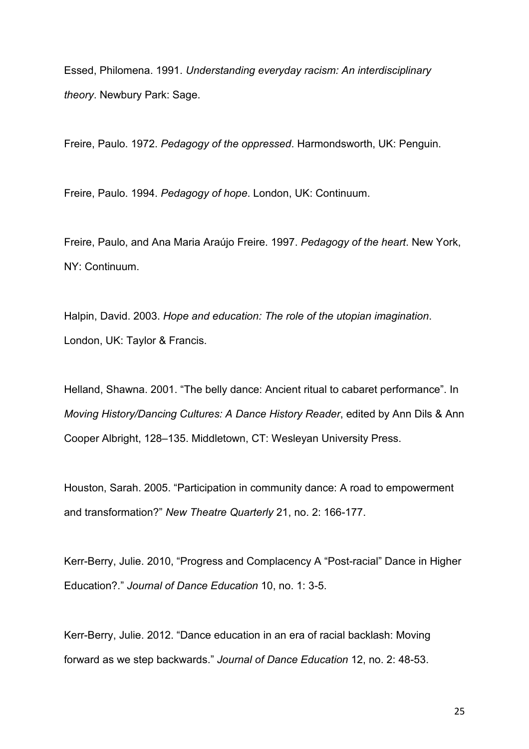Essed, Philomena. 1991. *Understanding everyday racism: An interdisciplinary theory*. Newbury Park: Sage.

Freire, Paulo. 1972. *Pedagogy of the oppressed*. Harmondsworth, UK: Penguin.

Freire, Paulo. 1994. *Pedagogy of hope*. London, UK: Continuum.

Freire, Paulo, and Ana Maria Araújo Freire. 1997. *Pedagogy of the heart*. New York, NY: Continuum.

Halpin, David. 2003. *Hope and education: The role of the utopian imagination*. London, UK: Taylor & Francis.

Helland, Shawna. 2001. "The belly dance: Ancient ritual to cabaret performance". In *Moving History/Dancing Cultures: A Dance History Reader*, edited by Ann Dils & Ann Cooper Albright, 128–135. Middletown, CT: Wesleyan University Press.

Houston, Sarah. 2005. "Participation in community dance: A road to empowerment and transformation?" *New Theatre Quarterly* 21, no. 2: 166-177.

Kerr-Berry, Julie. 2010, "Progress and Complacency A "Post-racial" Dance in Higher Education?." *Journal of Dance Education* 10, no. 1: 3-5.

Kerr-Berry, Julie. 2012. "Dance education in an era of racial backlash: Moving forward as we step backwards." *Journal of Dance Education* 12, no. 2: 48-53.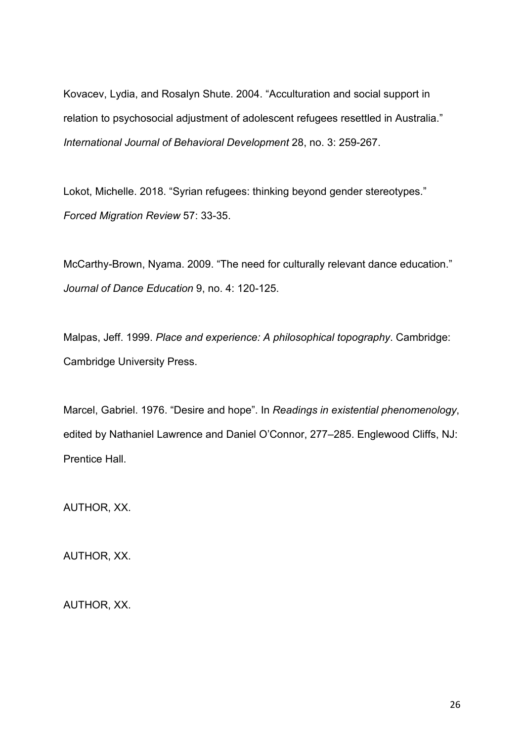Kovacev, Lydia, and Rosalyn Shute. 2004. "Acculturation and social support in relation to psychosocial adjustment of adolescent refugees resettled in Australia." *International Journal of Behavioral Development* 28, no. 3: 259-267.

Lokot, Michelle. 2018. "Syrian refugees: thinking beyond gender stereotypes." *Forced Migration Review* 57: 33-35.

McCarthy-Brown, Nyama. 2009. "The need for culturally relevant dance education." *Journal of Dance Education* 9, no. 4: 120-125.

Malpas, Jeff. 1999. *Place and experience: A philosophical topography*. Cambridge: Cambridge University Press.

Marcel, Gabriel. 1976. "Desire and hope". In *Readings in existential phenomenology*, edited by Nathaniel Lawrence and Daniel O'Connor, 277–285. Englewood Cliffs, NJ: Prentice Hall.

AUTHOR, XX.

AUTHOR, XX.

AUTHOR, XX.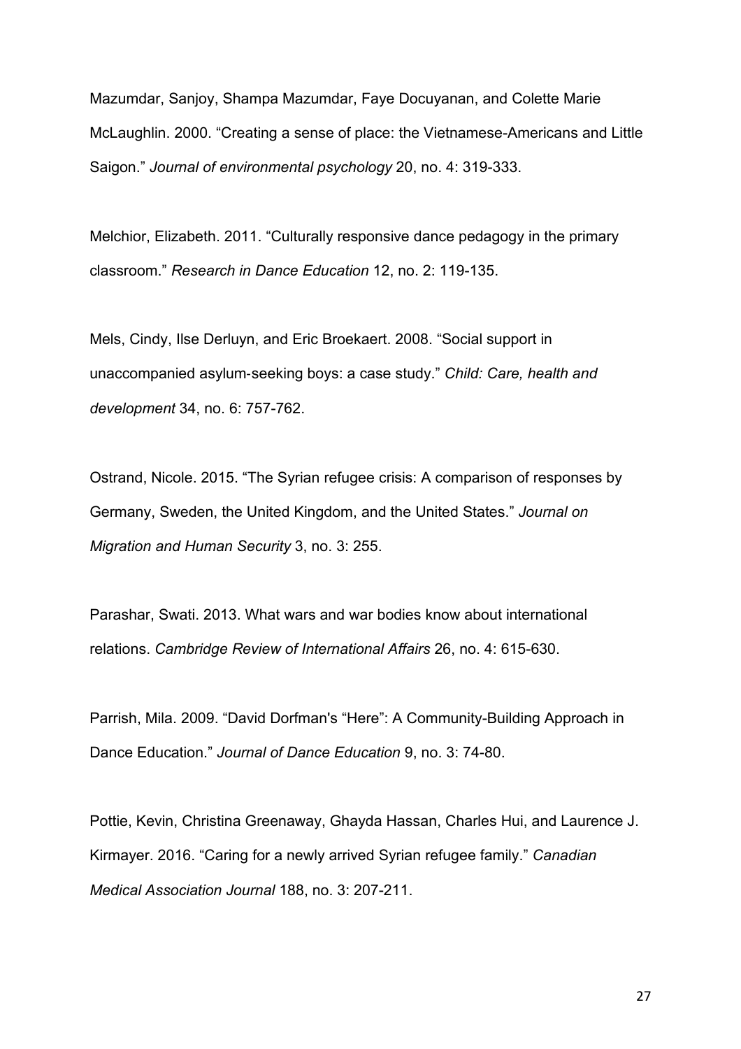Mazumdar, Sanjoy, Shampa Mazumdar, Faye Docuyanan, and Colette Marie McLaughlin. 2000. “Creating a sense of place: the Vietnamese-Americans and Little Saigon.” *Journal of environmental psychology* 20, no. 4: 319-333.

Melchior, Elizabeth. 2011. “Culturally responsive dance pedagogy in the primary classroom.” *Research in Dance Education* 12, no. 2: 119-135.

Mels, Cindy, Ilse Derluyn, and Eric Broekaert. 2008. “Social support in unaccompanied asylum‐seeking boys: a case study.” *Child: Care, health and development* 34, no. 6: 757-762.

Ostrand, Nicole. 2015. “The Syrian refugee crisis: A comparison of responses by Germany, Sweden, the United Kingdom, and the United States.” *Journal on Migration and Human Security* 3, no. 3: 255.

Parashar, Swati. 2013. What wars and war bodies know about international relations. *Cambridge Review of International Affairs* 26, no. 4: 615-630.

Parrish, Mila. 2009. “David Dorfman's “Here”: A Community-Building Approach in Dance Education.” *Journal of Dance Education* 9, no. 3: 74-80.

Pottie, Kevin, Christina Greenaway, Ghayda Hassan, Charles Hui, and Laurence J. Kirmayer. 2016. “Caring for a newly arrived Syrian refugee family.” *Canadian Medical Association Journal* 188, no. 3: 207-211.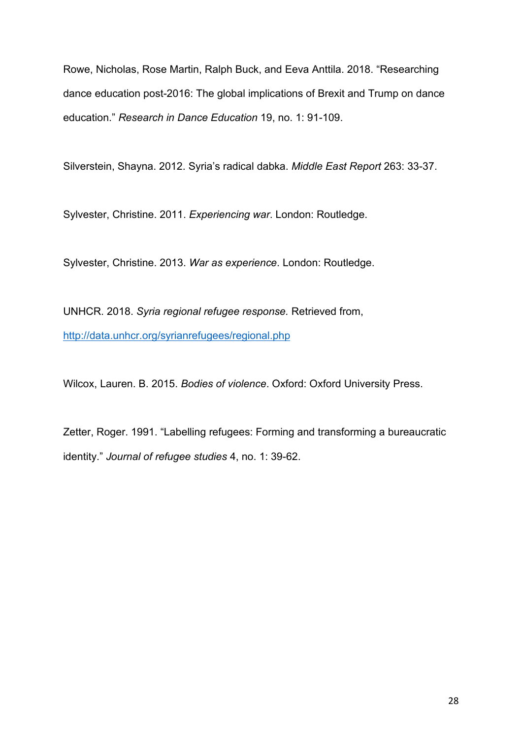Rowe, Nicholas, Rose Martin, Ralph Buck, and Eeva Anttila. 2018. "Researching dance education post-2016: The global implications of Brexit and Trump on dance education." *Research in Dance Education* 19, no. 1: 91-109.

Silverstein, Shayna. 2012. Syria's radical dabka. *Middle East Report* 263: 33-37.

Sylvester, Christine. 2011. *Experiencing war*. London: Routledge.

Sylvester, Christine. 2013. *War as experience*. London: Routledge.

UNHCR. 2018. *Syria regional refugee response.* Retrieved from, http://data.unhcr.org/syrianrefugees/regional.php

Wilcox, Lauren. B. 2015. *Bodies of violence*. Oxford: Oxford University Press.

Zetter, Roger. 1991. "Labelling refugees: Forming and transforming a bureaucratic identity." *Journal of refugee studies* 4, no. 1: 39-62.